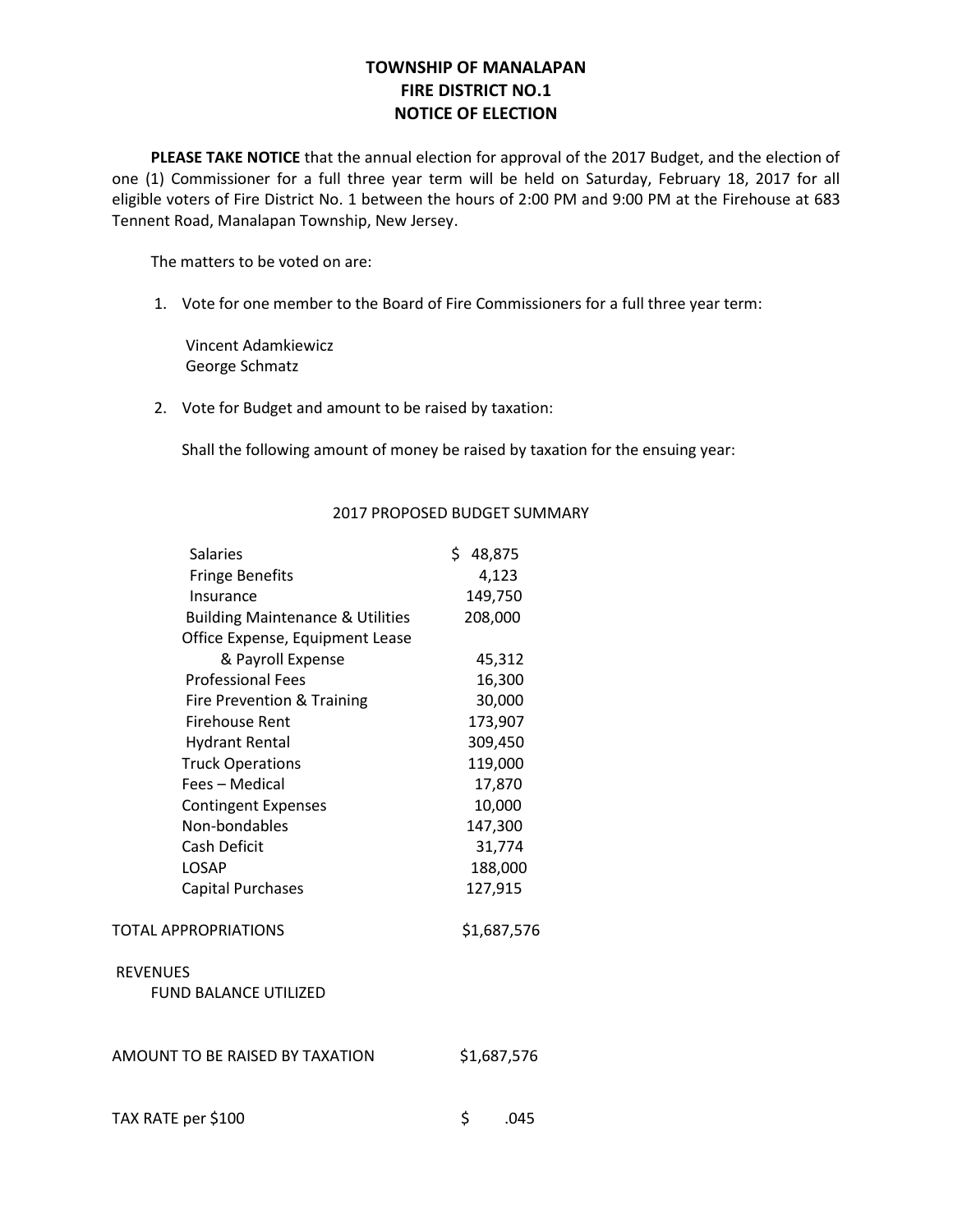# TOWNSHIP OF MANALAPAN
# FIRE DISTRICT NO.1
# NOTICE OF ELECTION

**PLEASE TAKE NOTICE** that the annual election for approval of the 2017 Budget, and the election of one (1) Commissioner for a full three year term will be held on Saturday, February 18, 2017 for all eligible voters of Fire District No. 1 between the hours of 2:00 PM and 9:00 PM at the Firehouse at 683 Tennent Road, Manalapan Township, New Jersey.

The matters to be voted on are:

1. Vote for one member to the Board of Fire Commissioners for a full three year term:

   Vincent Adamkiewicz
   George Schmatz

2. Vote for Budget and amount to be raised by taxation:

   Shall the following amount of money be raised by taxation for the ensuing year:

2017 PROPOSED BUDGET SUMMARY

| | |
|---|---|
| Salaries | $ 48,875 |
| Fringe Benefits | 4,123 |
| Insurance | 149,750 |
| Building Maintenance & Utilities | 208,000 |
| Office Expense, Equipment Lease & Payroll Expense | 45,312 |
| Professional Fees | 16,300 |
| Fire Prevention & Training | 30,000 |
| Firehouse Rent | 173,907 |
| Hydrant Rental | 309,450 |
| Truck Operations | 119,000 |
| Fees – Medical | 17,870 |
| Contingent Expenses | 10,000 |
| Non-bondables | 147,300 |
| Cash Deficit | 31,774 |
| LOSAP | 188,000 |
| Capital Purchases | 127,915 |
| TOTAL APPROPRIATIONS | $1,687,576 |
| REVENUES | |
| FUND BALANCE UTILIZED | |
| AMOUNT TO BE RAISED BY TAXATION | $1,687,576 |
| TAX RATE per $100 | $ .045 |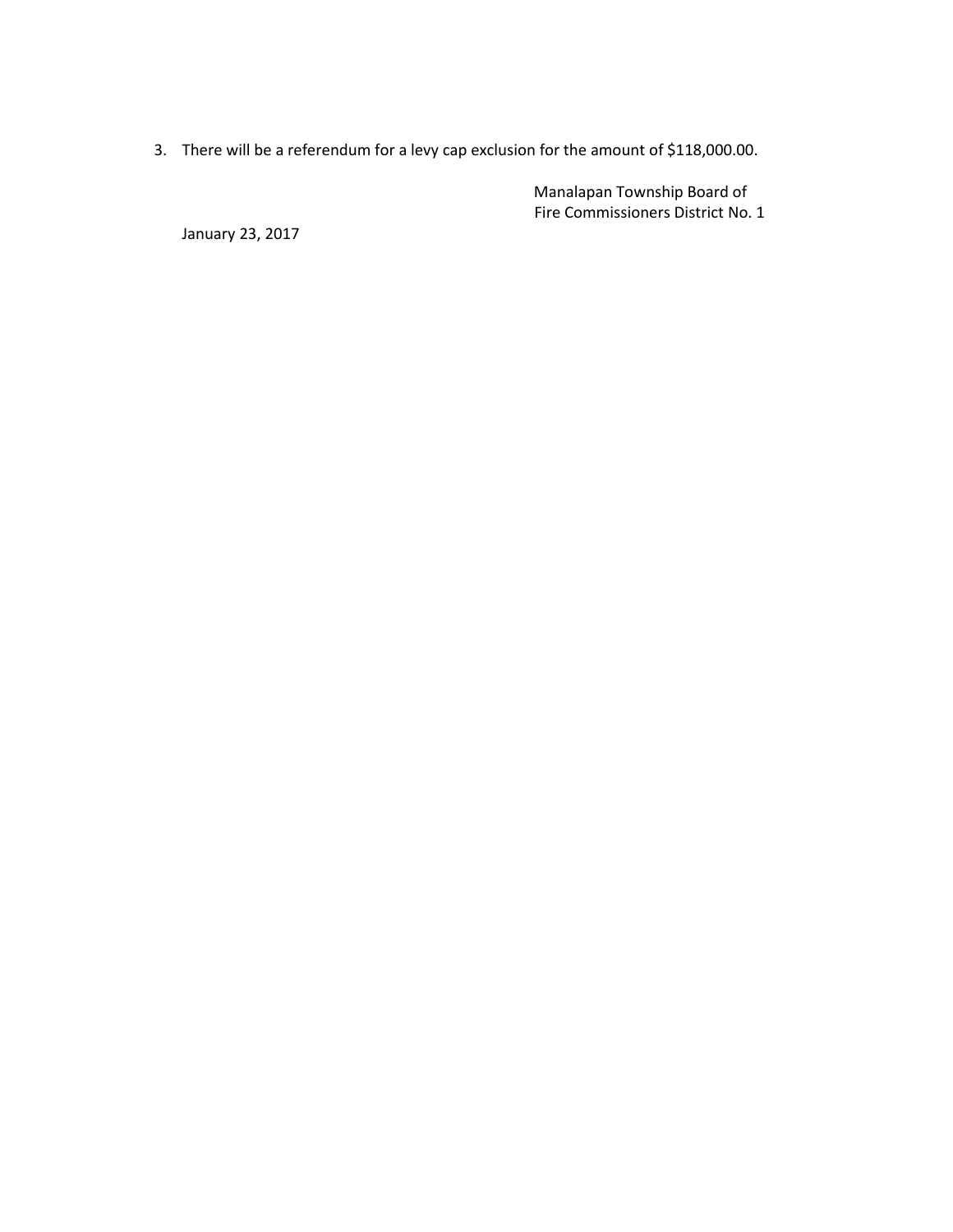3. There will be a referendum for a levy cap exclusion for the amount of $118,000.00.

Manalapan Township Board of
Fire Commissioners District No. 1

January 23, 2017